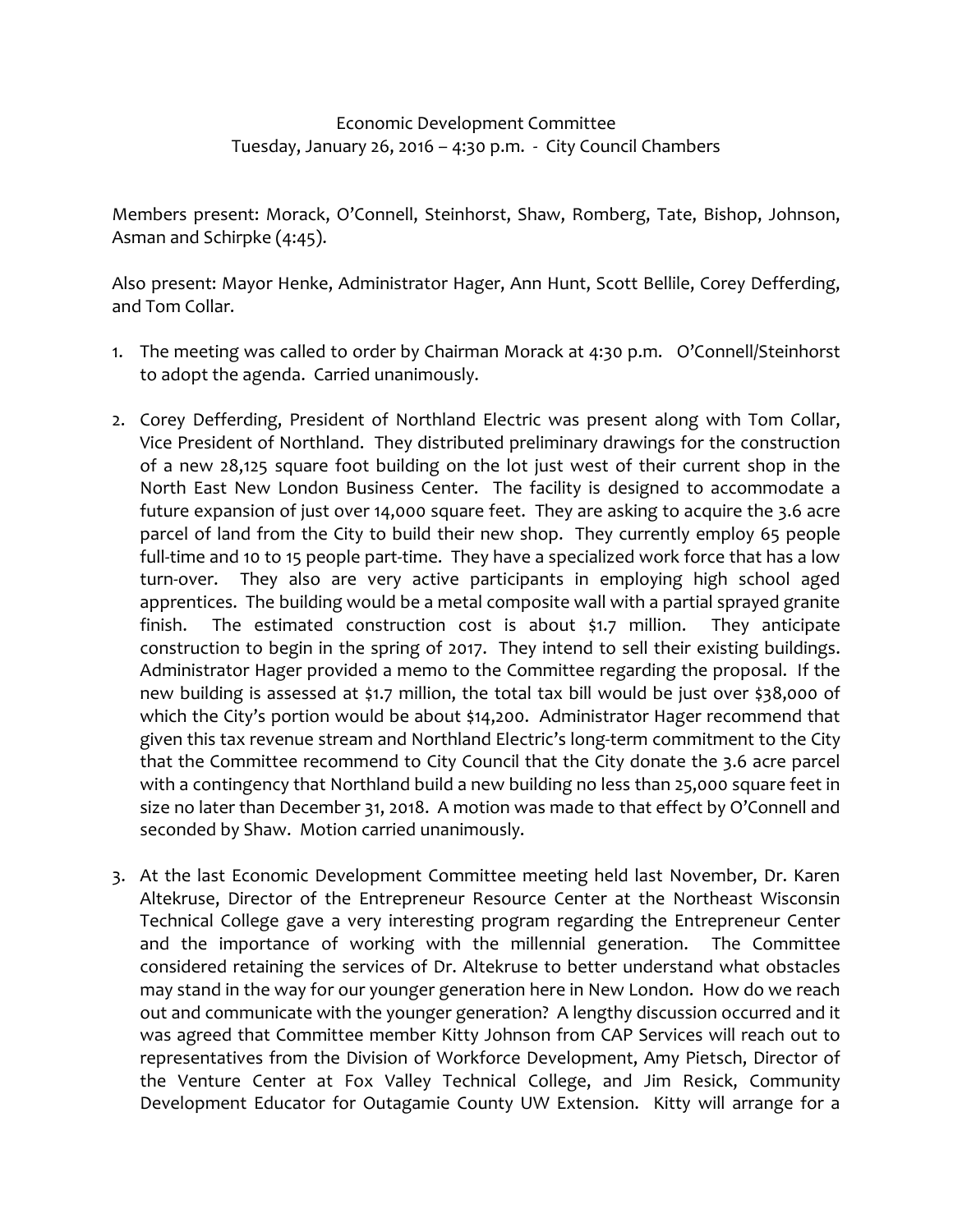Economic Development Committee
Tuesday, January 26, 2016 – 4:30 p.m. - City Council Chambers

Members present: Morack, O'Connell, Steinhorst, Shaw, Romberg, Tate, Bishop, Johnson, Asman and Schirpke (4:45).

Also present: Mayor Henke, Administrator Hager, Ann Hunt, Scott Bellile, Corey Defferding, and Tom Collar.

1. The meeting was called to order by Chairman Morack at 4:30 p.m. O'Connell/Steinhorst to adopt the agenda. Carried unanimously.

2. Corey Defferding, President of Northland Electric was present along with Tom Collar, Vice President of Northland. They distributed preliminary drawings for the construction of a new 28,125 square foot building on the lot just west of their current shop in the North East New London Business Center. The facility is designed to accommodate a future expansion of just over 14,000 square feet. They are asking to acquire the 3.6 acre parcel of land from the City to build their new shop. They currently employ 65 people full-time and 10 to 15 people part-time. They have a specialized work force that has a low turn-over. They also are very active participants in employing high school aged apprentices. The building would be a metal composite wall with a partial sprayed granite finish. The estimated construction cost is about $1.7 million. They anticipate construction to begin in the spring of 2017. They intend to sell their existing buildings. Administrator Hager provided a memo to the Committee regarding the proposal. If the new building is assessed at $1.7 million, the total tax bill would be just over $38,000 of which the City's portion would be about $14,200. Administrator Hager recommend that given this tax revenue stream and Northland Electric's long-term commitment to the City that the Committee recommend to City Council that the City donate the 3.6 acre parcel with a contingency that Northland build a new building no less than 25,000 square feet in size no later than December 31, 2018. A motion was made to that effect by O'Connell and seconded by Shaw. Motion carried unanimously.

3. At the last Economic Development Committee meeting held last November, Dr. Karen Altekruse, Director of the Entrepreneur Resource Center at the Northeast Wisconsin Technical College gave a very interesting program regarding the Entrepreneur Center and the importance of working with the millennial generation. The Committee considered retaining the services of Dr. Altekruse to better understand what obstacles may stand in the way for our younger generation here in New London. How do we reach out and communicate with the younger generation? A lengthy discussion occurred and it was agreed that Committee member Kitty Johnson from CAP Services will reach out to representatives from the Division of Workforce Development, Amy Pietsch, Director of the Venture Center at Fox Valley Technical College, and Jim Resick, Community Development Educator for Outagamie County UW Extension. Kitty will arrange for a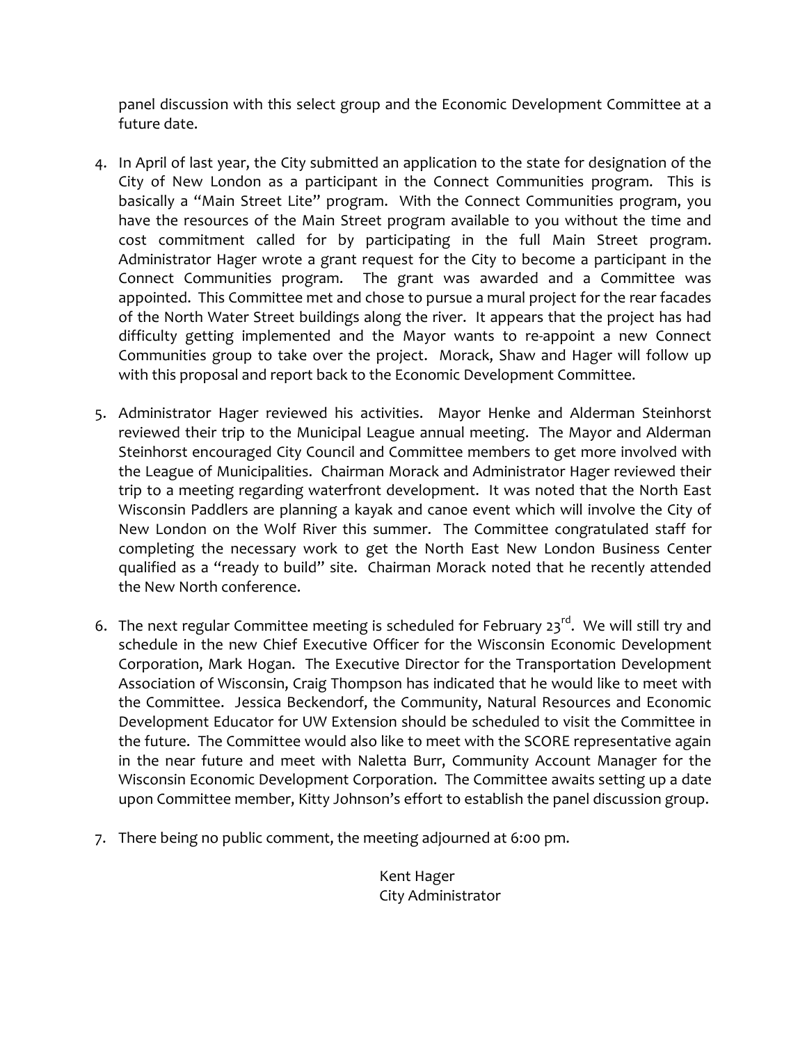panel discussion with this select group and the Economic Development Committee at a future date.

4. In April of last year, the City submitted an application to the state for designation of the City of New London as a participant in the Connect Communities program. This is basically a "Main Street Lite" program. With the Connect Communities program, you have the resources of the Main Street program available to you without the time and cost commitment called for by participating in the full Main Street program. Administrator Hager wrote a grant request for the City to become a participant in the Connect Communities program. The grant was awarded and a Committee was appointed. This Committee met and chose to pursue a mural project for the rear facades of the North Water Street buildings along the river. It appears that the project has had difficulty getting implemented and the Mayor wants to re-appoint a new Connect Communities group to take over the project. Morack, Shaw and Hager will follow up with this proposal and report back to the Economic Development Committee.

5. Administrator Hager reviewed his activities. Mayor Henke and Alderman Steinhorst reviewed their trip to the Municipal League annual meeting. The Mayor and Alderman Steinhorst encouraged City Council and Committee members to get more involved with the League of Municipalities. Chairman Morack and Administrator Hager reviewed their trip to a meeting regarding waterfront development. It was noted that the North East Wisconsin Paddlers are planning a kayak and canoe event which will involve the City of New London on the Wolf River this summer. The Committee congratulated staff for completing the necessary work to get the North East New London Business Center qualified as a "ready to build" site. Chairman Morack noted that he recently attended the New North conference.

6. The next regular Committee meeting is scheduled for February 23rd. We will still try and schedule in the new Chief Executive Officer for the Wisconsin Economic Development Corporation, Mark Hogan. The Executive Director for the Transportation Development Association of Wisconsin, Craig Thompson has indicated that he would like to meet with the Committee. Jessica Beckendorf, the Community, Natural Resources and Economic Development Educator for UW Extension should be scheduled to visit the Committee in the future. The Committee would also like to meet with the SCORE representative again in the near future and meet with Naletta Burr, Community Account Manager for the Wisconsin Economic Development Corporation. The Committee awaits setting up a date upon Committee member, Kitty Johnson's effort to establish the panel discussion group.

7. There being no public comment, the meeting adjourned at 6:00 pm.

Kent Hager
City Administrator